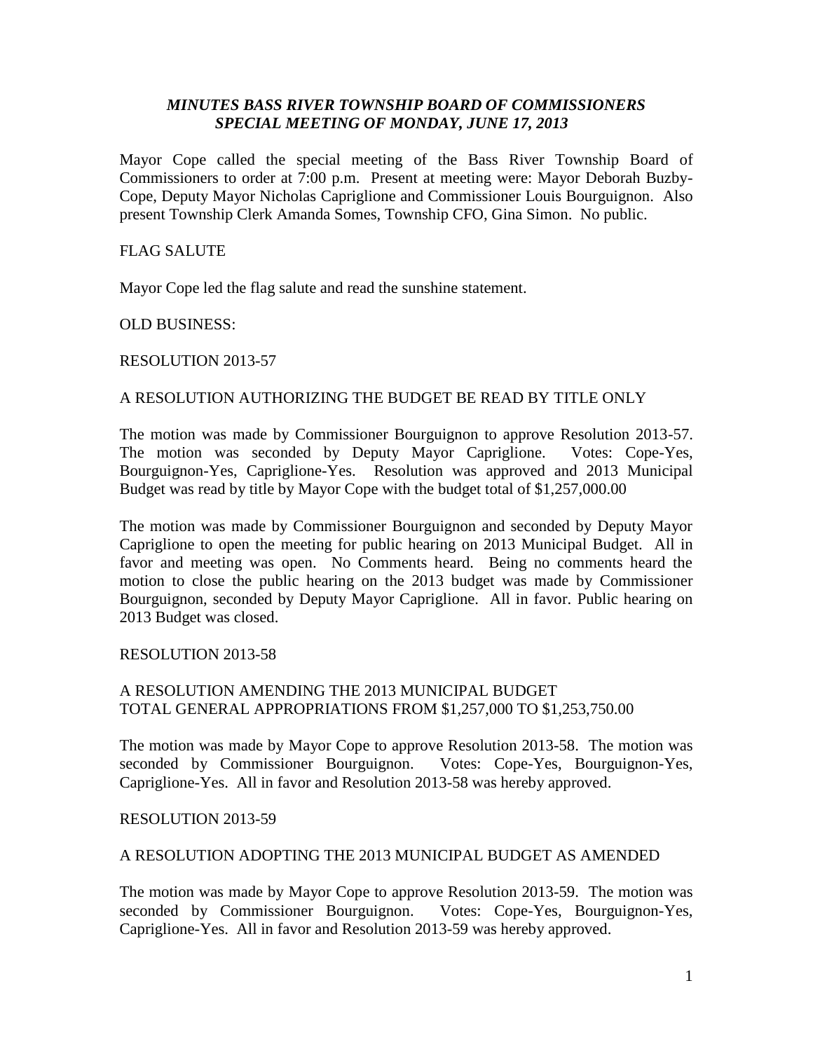***MINUTES BASS RIVER TOWNSHIP BOARD OF COMMISSIONERS***
***SPECIAL MEETING OF MONDAY, JUNE 17, 2013***

Mayor Cope called the special meeting of the Bass River Township Board of Commissioners to order at 7:00 p.m. Present at meeting were: Mayor Deborah Buzby-Cope, Deputy Mayor Nicholas Capriglione and Commissioner Louis Bourguignon. Also present Township Clerk Amanda Somes, Township CFO, Gina Simon. No public.

FLAG SALUTE

Mayor Cope led the flag salute and read the sunshine statement.

OLD BUSINESS:

RESOLUTION 2013-57

A RESOLUTION AUTHORIZING THE BUDGET BE READ BY TITLE ONLY

The motion was made by Commissioner Bourguignon to approve Resolution 2013-57. The motion was seconded by Deputy Mayor Capriglione. Votes: Cope-Yes, Bourguignon-Yes, Capriglione-Yes. Resolution was approved and 2013 Municipal Budget was read by title by Mayor Cope with the budget total of $1,257,000.00

The motion was made by Commissioner Bourguignon and seconded by Deputy Mayor Capriglione to open the meeting for public hearing on 2013 Municipal Budget. All in favor and meeting was open. No Comments heard. Being no comments heard the motion to close the public hearing on the 2013 budget was made by Commissioner Bourguignon, seconded by Deputy Mayor Capriglione. All in favor. Public hearing on 2013 Budget was closed.

RESOLUTION 2013-58

A RESOLUTION AMENDING THE 2013 MUNICIPAL BUDGET
TOTAL GENERAL APPROPRIATIONS FROM $1,257,000 TO $1,253,750.00

The motion was made by Mayor Cope to approve Resolution 2013-58. The motion was seconded by Commissioner Bourguignon. Votes: Cope-Yes, Bourguignon-Yes, Capriglione-Yes. All in favor and Resolution 2013-58 was hereby approved.

RESOLUTION 2013-59

A RESOLUTION ADOPTING THE 2013 MUNICIPAL BUDGET AS AMENDED

The motion was made by Mayor Cope to approve Resolution 2013-59. The motion was seconded by Commissioner Bourguignon. Votes: Cope-Yes, Bourguignon-Yes, Capriglione-Yes. All in favor and Resolution 2013-59 was hereby approved.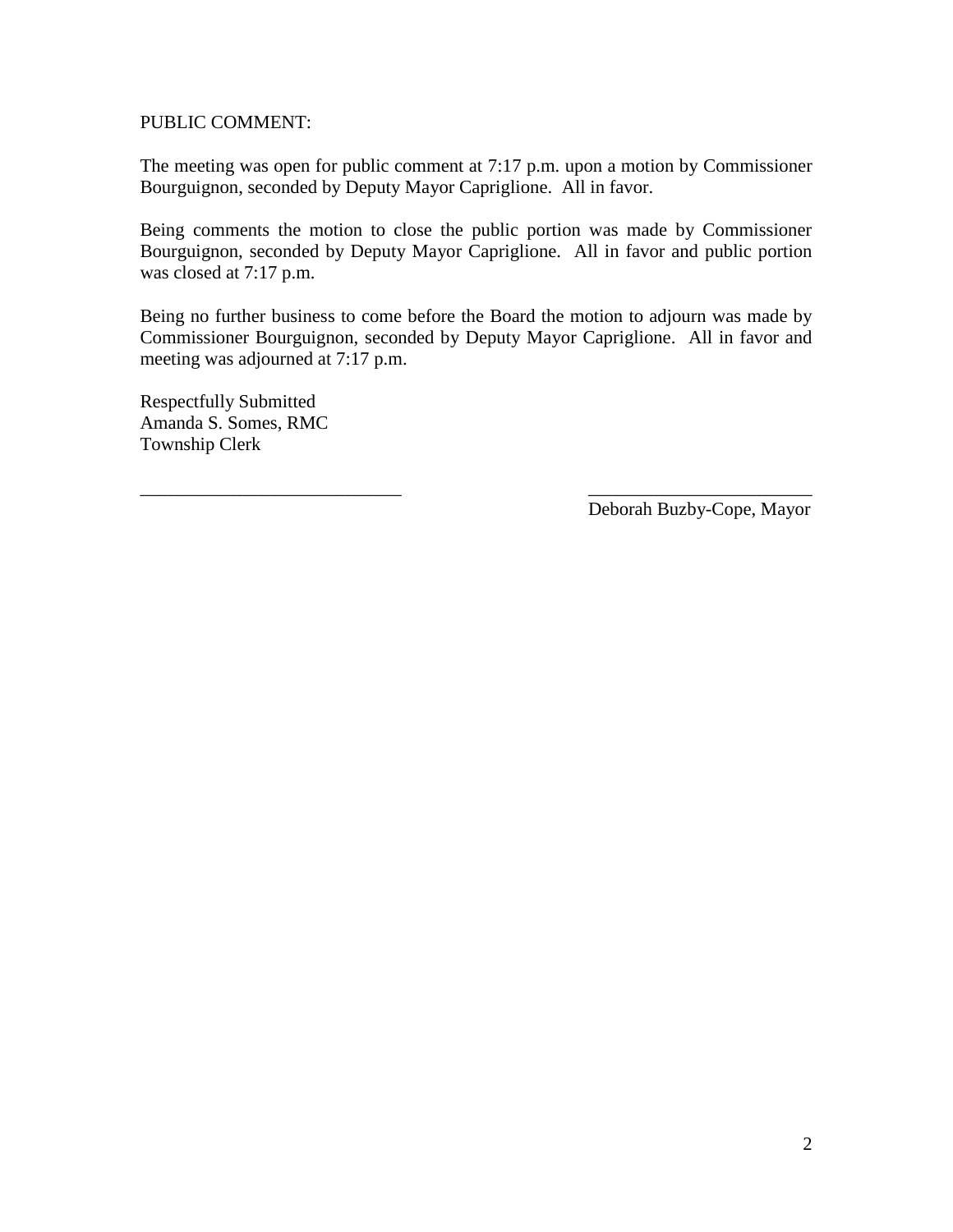PUBLIC COMMENT:

The meeting was open for public comment at 7:17 p.m. upon a motion by Commissioner Bourguignon, seconded by Deputy Mayor Capriglione. All in favor.

Being comments the motion to close the public portion was made by Commissioner Bourguignon, seconded by Deputy Mayor Capriglione. All in favor and public portion was closed at 7:17 p.m.

Being no further business to come before the Board the motion to adjourn was made by Commissioner Bourguignon, seconded by Deputy Mayor Capriglione. All in favor and meeting was adjourned at 7:17 p.m.

Respectfully Submitted
Amanda S. Somes, RMC
Township Clerk

\_\_\_\_\_\_\_\_\_\_\_\_\_\_\_\_\_\_\_\_\_\_\_\_\_\_\_\_ \_\_\_\_\_\_\_\_\_\_\_\_\_\_\_\_\_\_\_\_\_\_\_\_\_

Deborah Buzby-Cope, Mayor